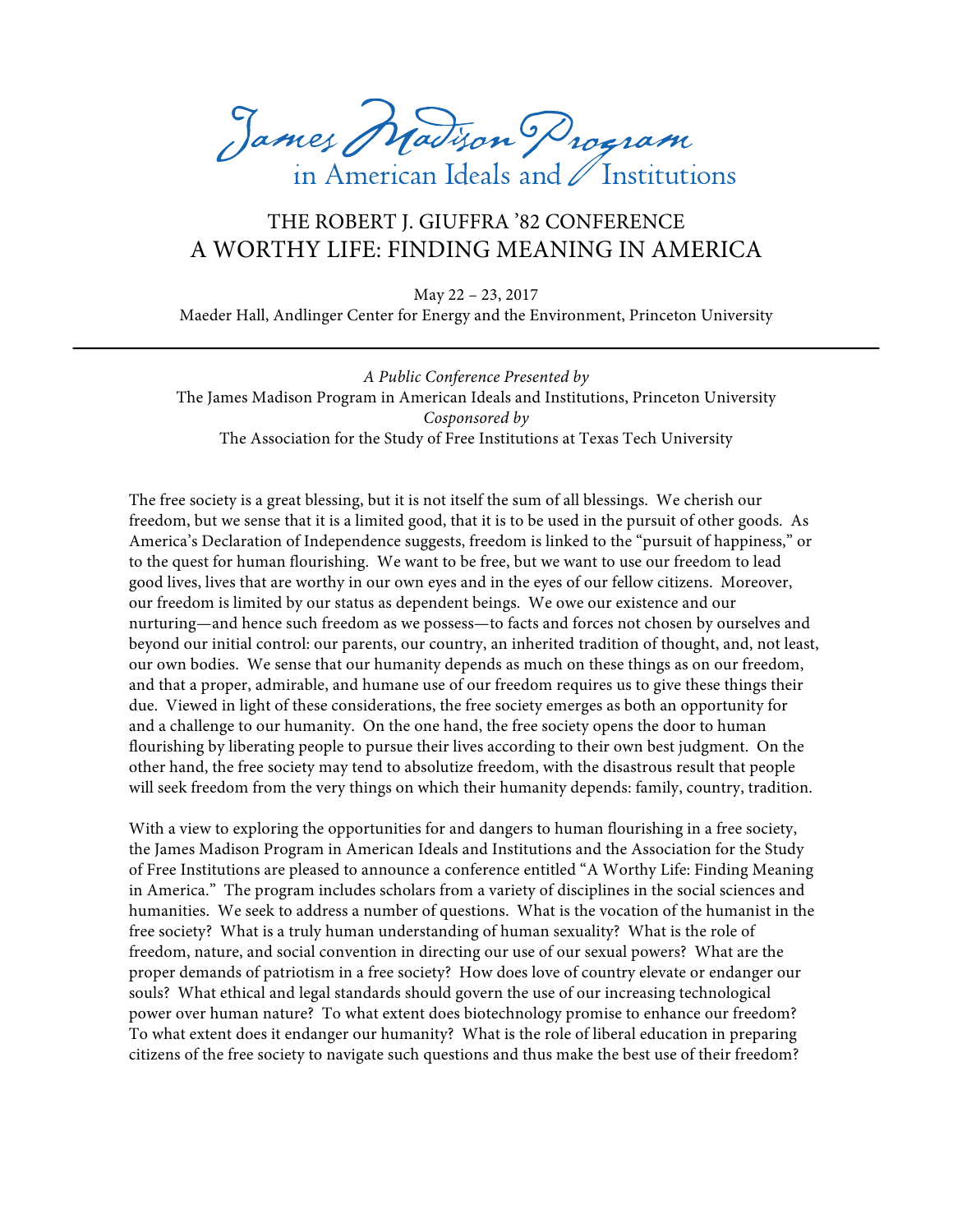James Madison Program
in American Ideals and Institutions

# THE ROBERT J. GIUFFRA ’82 CONFERENCE
# A WORTHY LIFE: FINDING MEANING IN AMERICA

May 22 – 23, 2017
Maeder Hall, Andlinger Center for Energy and the Environment, Princeton University

---

*A Public Conference Presented by*
The James Madison Program in American Ideals and Institutions, Princeton University
*Cosponsored by*
The Association for the Study of Free Institutions at Texas Tech University

The free society is a great blessing, but it is not itself the sum of all blessings. We cherish our freedom, but we sense that it is a limited good, that it is to be used in the pursuit of other goods. As America’s Declaration of Independence suggests, freedom is linked to the “pursuit of happiness,” or to the quest for human flourishing. We want to be free, but we want to use our freedom to lead good lives, lives that are worthy in our own eyes and in the eyes of our fellow citizens. Moreover, our freedom is limited by our status as dependent beings. We owe our existence and our nurturing—and hence such freedom as we possess—to facts and forces not chosen by ourselves and beyond our initial control: our parents, our country, an inherited tradition of thought, and, not least, our own bodies. We sense that our humanity depends as much on these things as on our freedom, and that a proper, admirable, and humane use of our freedom requires us to give these things their due. Viewed in light of these considerations, the free society emerges as both an opportunity for and a challenge to our humanity. On the one hand, the free society opens the door to human flourishing by liberating people to pursue their lives according to their own best judgment. On the other hand, the free society may tend to absolutize freedom, with the disastrous result that people will seek freedom from the very things on which their humanity depends: family, country, tradition.

With a view to exploring the opportunities for and dangers to human flourishing in a free society, the James Madison Program in American Ideals and Institutions and the Association for the Study of Free Institutions are pleased to announce a conference entitled “A Worthy Life: Finding Meaning in America.” The program includes scholars from a variety of disciplines in the social sciences and humanities. We seek to address a number of questions. What is the vocation of the humanist in the free society? What is a truly human understanding of human sexuality? What is the role of freedom, nature, and social convention in directing our use of our sexual powers? What are the proper demands of patriotism in a free society? How does love of country elevate or endanger our souls? What ethical and legal standards should govern the use of our increasing technological power over human nature? To what extent does biotechnology promise to enhance our freedom? To what extent does it endanger our humanity? What is the role of liberal education in preparing citizens of the free society to navigate such questions and thus make the best use of their freedom?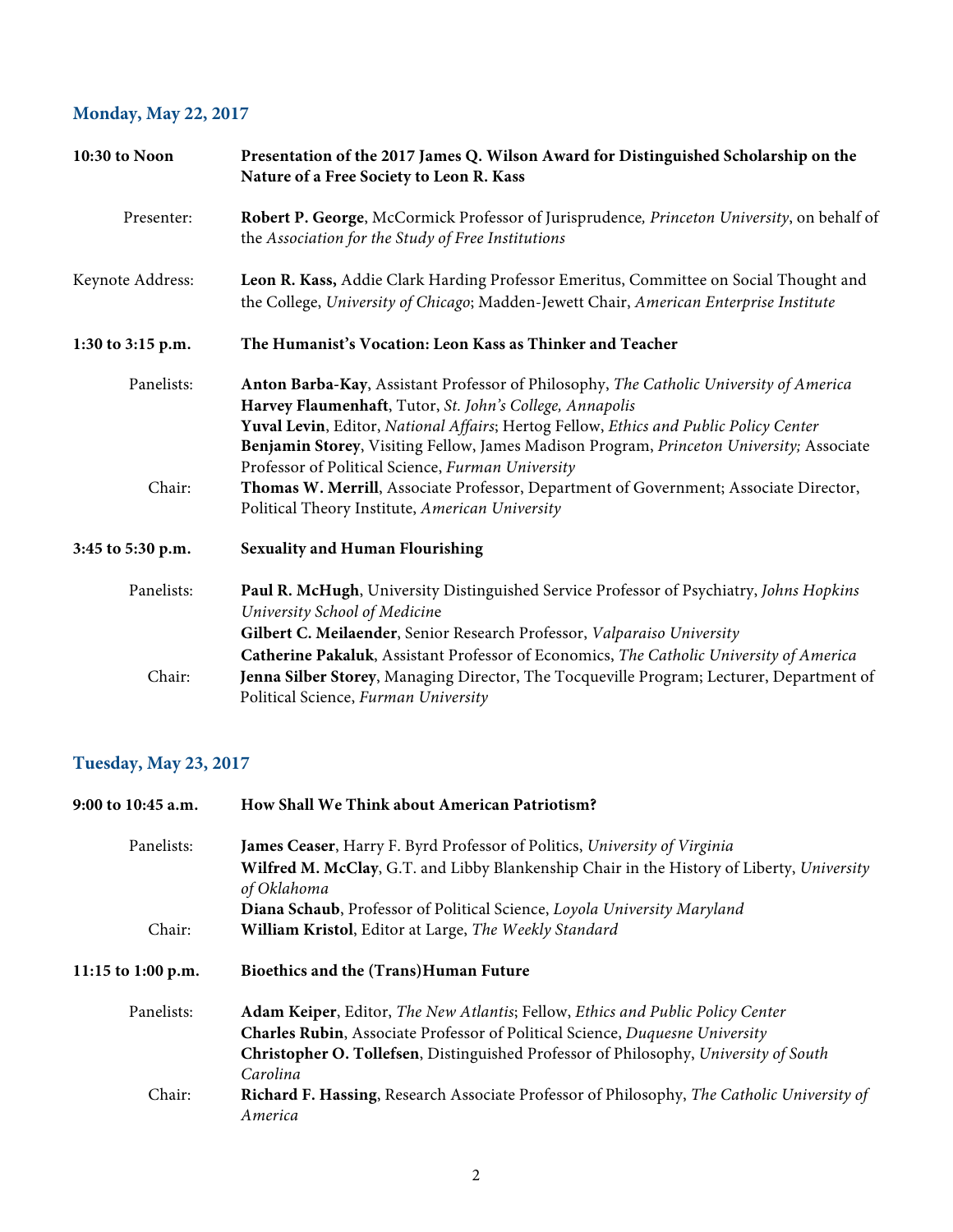## Monday, May 22, 2017

**10:30 to Noon** — **Presentation of the 2017 James Q. Wilson Award for Distinguished Scholarship on the Nature of a Free Society to Leon R. Kass**

Presenter: **Robert P. George**, McCormick Professor of Jurisprudence*, Princeton University*, on behalf of the *Association for the Study of Free Institutions*

Keynote Address: **Leon R. Kass,** Addie Clark Harding Professor Emeritus, Committee on Social Thought and the College, *University of Chicago*; Madden-Jewett Chair, *American Enterprise Institute*

**1:30 to 3:15 p.m.** — **The Humanist's Vocation: Leon Kass as Thinker and Teacher**

Panelists:
**Anton Barba-Kay**, Assistant Professor of Philosophy, *The Catholic University of America*
**Harvey Flaumenhaft**, Tutor, *St. John's College, Annapolis*
**Yuval Levin**, Editor, *National Affairs*; Hertog Fellow, *Ethics and Public Policy Center*
**Benjamin Storey**, Visiting Fellow, James Madison Program, *Princeton University;* Associate Professor of Political Science, *Furman University*

Chair: **Thomas W. Merrill**, Associate Professor, Department of Government; Associate Director, Political Theory Institute, *American University*

**3:45 to 5:30 p.m.** — **Sexuality and Human Flourishing**

Panelists:
**Paul R. McHugh**, University Distinguished Service Professor of Psychiatry, *Johns Hopkins University School of Medicine*
**Gilbert C. Meilaender**, Senior Research Professor, *Valparaiso University*
**Catherine Pakaluk**, Assistant Professor of Economics, *The Catholic University of America*

Chair: **Jenna Silber Storey**, Managing Director, The Tocqueville Program; Lecturer, Department of Political Science, *Furman University*

## Tuesday, May 23, 2017

**9:00 to 10:45 a.m.** — **How Shall We Think about American Patriotism?**

Panelists:
**James Ceaser**, Harry F. Byrd Professor of Politics, *University of Virginia*
**Wilfred M. McClay**, G.T. and Libby Blankenship Chair in the History of Liberty, *University of Oklahoma*
**Diana Schaub**, Professor of Political Science, *Loyola University Maryland*

Chair: **William Kristol**, Editor at Large, *The Weekly Standard*

**11:15 to 1:00 p.m.** — **Bioethics and the (Trans)Human Future**

Panelists:
**Adam Keiper**, Editor, *The New Atlantis*; Fellow, *Ethics and Public Policy Center*
**Charles Rubin**, Associate Professor of Political Science, *Duquesne University*
**Christopher O. Tollefsen**, Distinguished Professor of Philosophy, *University of South Carolina*

Chair: **Richard F. Hassing**, Research Associate Professor of Philosophy, *The Catholic University of America*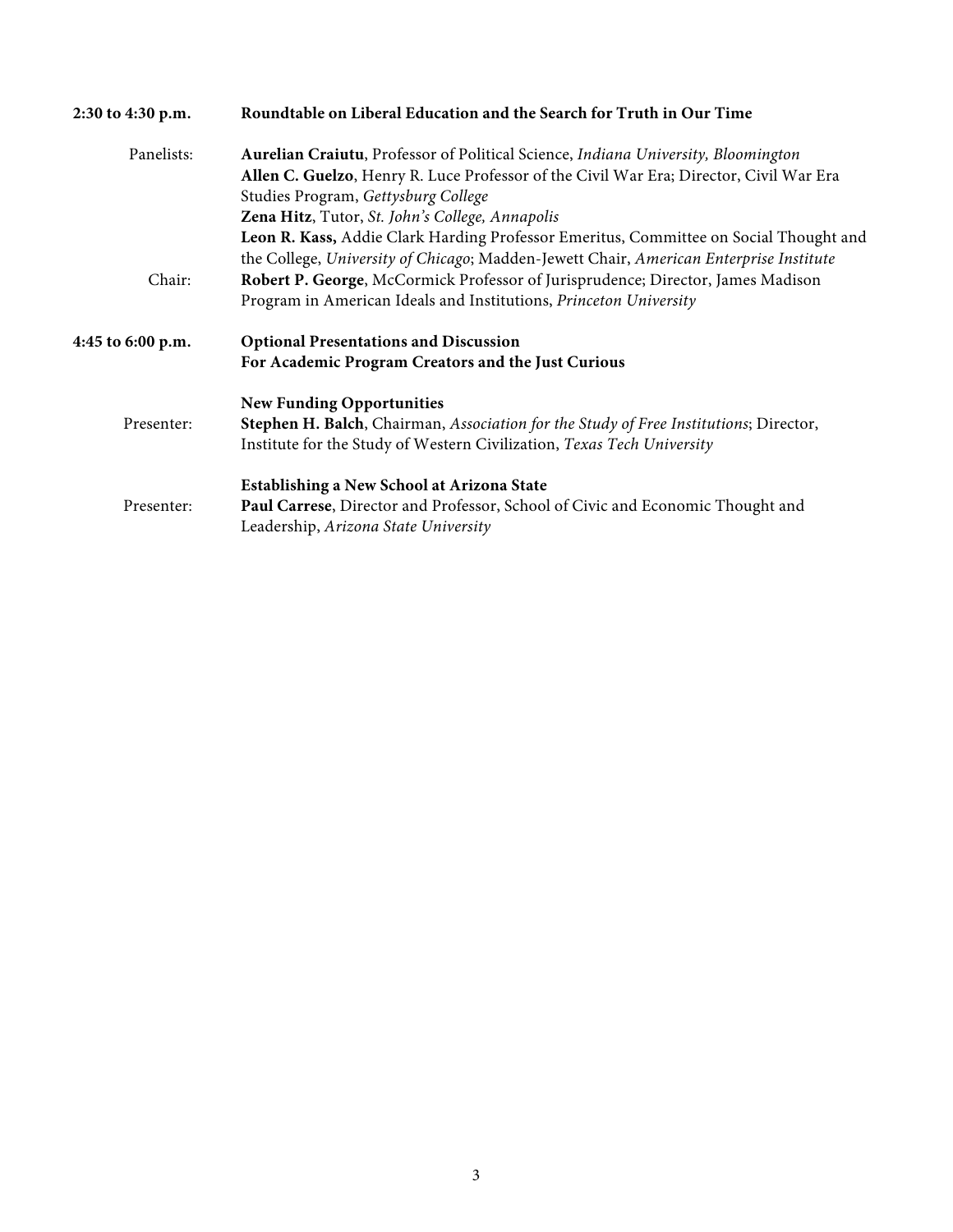**2:30 to 4:30 p.m.** **Roundtable on Liberal Education and the Search for Truth in Our Time**

Panelists:

**Aurelian Craiutu**, Professor of Political Science, *Indiana University, Bloomington*

**Allen C. Guelzo**, Henry R. Luce Professor of the Civil War Era; Director, Civil War Era Studies Program, *Gettysburg College*

**Zena Hitz**, Tutor, *St. John's College, Annapolis*

**Leon R. Kass,** Addie Clark Harding Professor Emeritus, Committee on Social Thought and the College, *University of Chicago*; Madden-Jewett Chair, *American Enterprise Institute*

Chair:

**Robert P. George**, McCormick Professor of Jurisprudence; Director, James Madison Program in American Ideals and Institutions, *Princeton University*

**4:45 to 6:00 p.m.** **Optional Presentations and Discussion**
**For Academic Program Creators and the Just Curious**

**New Funding Opportunities**

Presenter: **Stephen H. Balch**, Chairman, *Association for the Study of Free Institutions*; Director, Institute for the Study of Western Civilization, *Texas Tech University*

**Establishing a New School at Arizona State**

Presenter: **Paul Carrese**, Director and Professor, School of Civic and Economic Thought and Leadership, *Arizona State University*